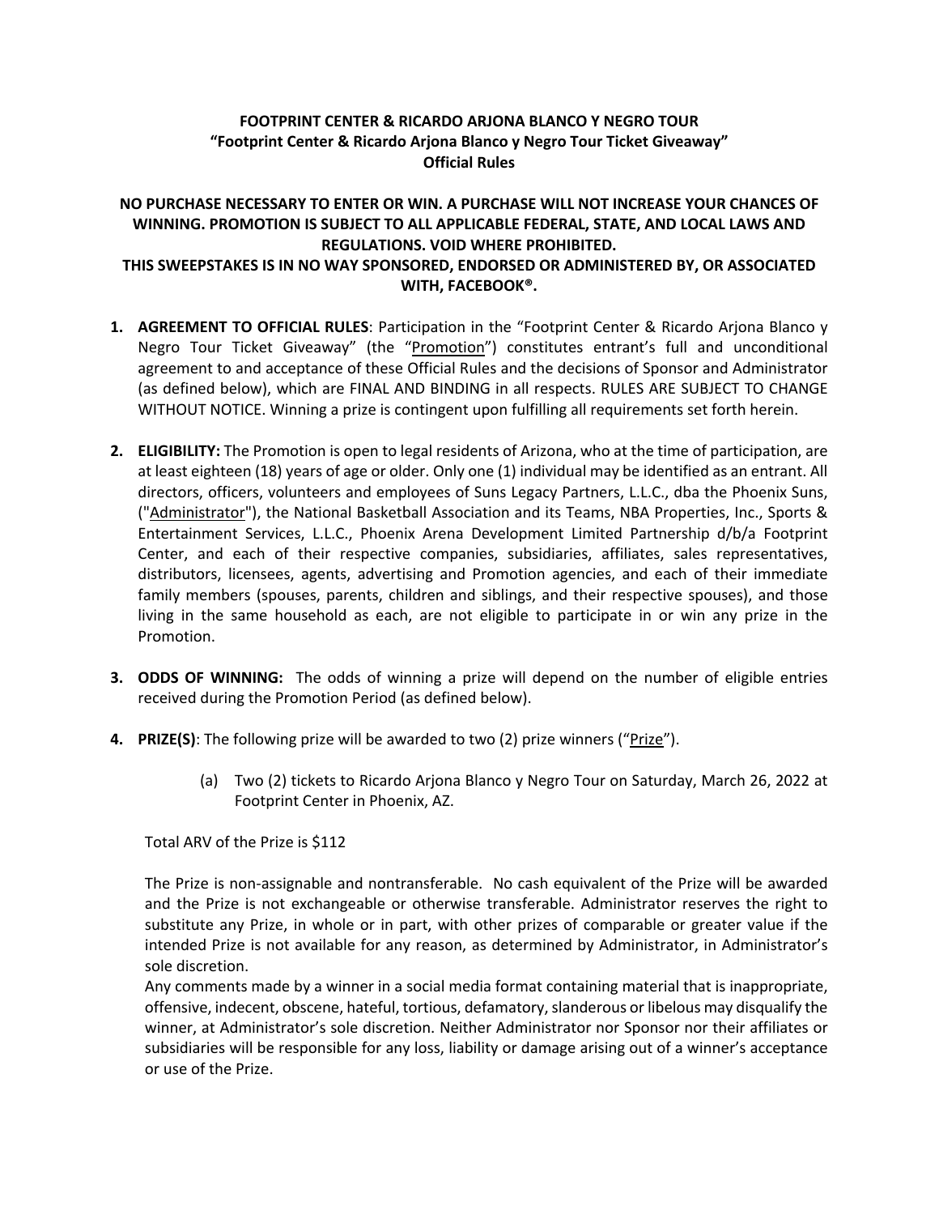**FOOTPRINT CENTER & RICARDO ARJONA BLANCO Y NEGRO TOUR**
**“Footprint Center & Ricardo Arjona Blanco y Negro Tour Ticket Giveaway”**
**Official Rules**

**NO PURCHASE NECESSARY TO ENTER OR WIN. A PURCHASE WILL NOT INCREASE YOUR CHANCES OF WINNING. PROMOTION IS SUBJECT TO ALL APPLICABLE FEDERAL, STATE, AND LOCAL LAWS AND REGULATIONS. VOID WHERE PROHIBITED.**
**THIS SWEEPSTAKES IS IN NO WAY SPONSORED, ENDORSED OR ADMINISTERED BY, OR ASSOCIATED WITH, FACEBOOK®.**

1. **AGREEMENT TO OFFICIAL RULES**: Participation in the “Footprint Center & Ricardo Arjona Blanco y Negro Tour Ticket Giveaway” (the “Promotion”) constitutes entrant’s full and unconditional agreement to and acceptance of these Official Rules and the decisions of Sponsor and Administrator (as defined below), which are FINAL AND BINDING in all respects. RULES ARE SUBJECT TO CHANGE WITHOUT NOTICE. Winning a prize is contingent upon fulfilling all requirements set forth herein.

2. **ELIGIBILITY:** The Promotion is open to legal residents of Arizona, who at the time of participation, are at least eighteen (18) years of age or older. Only one (1) individual may be identified as an entrant. All directors, officers, volunteers and employees of Suns Legacy Partners, L.L.C., dba the Phoenix Suns, ("Administrator"), the National Basketball Association and its Teams, NBA Properties, Inc., Sports & Entertainment Services, L.L.C., Phoenix Arena Development Limited Partnership d/b/a Footprint Center, and each of their respective companies, subsidiaries, affiliates, sales representatives, distributors, licensees, agents, advertising and Promotion agencies, and each of their immediate family members (spouses, parents, children and siblings, and their respective spouses), and those living in the same household as each, are not eligible to participate in or win any prize in the Promotion.

3. **ODDS OF WINNING:** The odds of winning a prize will depend on the number of eligible entries received during the Promotion Period (as defined below).

4. **PRIZE(S)**: The following prize will be awarded to two (2) prize winners (“Prize”).

   (a) Two (2) tickets to Ricardo Arjona Blanco y Negro Tour on Saturday, March 26, 2022 at Footprint Center in Phoenix, AZ.

   Total ARV of the Prize is $112

   The Prize is non-assignable and nontransferable. No cash equivalent of the Prize will be awarded and the Prize is not exchangeable or otherwise transferable. Administrator reserves the right to substitute any Prize, in whole or in part, with other prizes of comparable or greater value if the intended Prize is not available for any reason, as determined by Administrator, in Administrator’s sole discretion.

   Any comments made by a winner in a social media format containing material that is inappropriate, offensive, indecent, obscene, hateful, tortious, defamatory, slanderous or libelous may disqualify the winner, at Administrator’s sole discretion. Neither Administrator nor Sponsor nor their affiliates or subsidiaries will be responsible for any loss, liability or damage arising out of a winner’s acceptance or use of the Prize.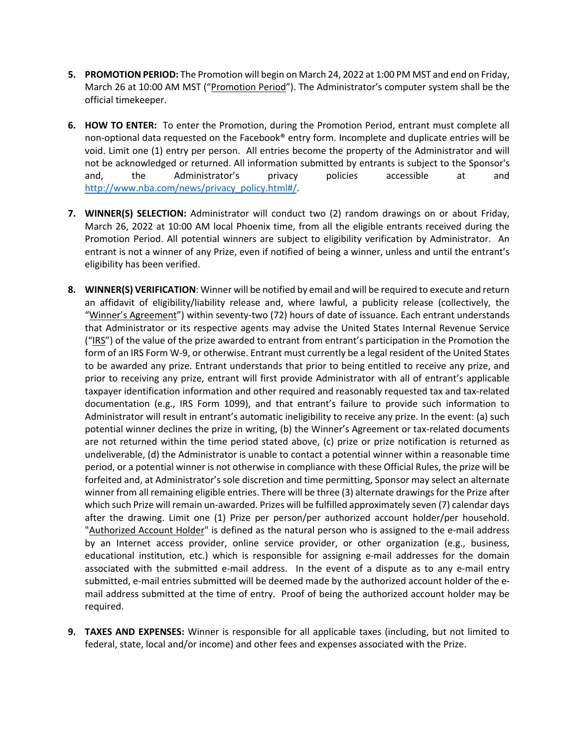5. **PROMOTION PERIOD:** The Promotion will begin on March 24, 2022 at 1:00 PM MST and end on Friday, March 26 at 10:00 AM MST ("Promotion Period"). The Administrator's computer system shall be the official timekeeper.

6. **HOW TO ENTER:** To enter the Promotion, during the Promotion Period, entrant must complete all non-optional data requested on the Facebook® entry form. Incomplete and duplicate entries will be void. Limit one (1) entry per person. All entries become the property of the Administrator and will not be acknowledged or returned. All information submitted by entrants is subject to the Sponsor's and, the Administrator's privacy policies accessible at and http://www.nba.com/news/privacy_policy.html#/.

7. **WINNER(S) SELECTION:** Administrator will conduct two (2) random drawings on or about Friday, March 26, 2022 at 10:00 AM local Phoenix time, from all the eligible entrants received during the Promotion Period. All potential winners are subject to eligibility verification by Administrator. An entrant is not a winner of any Prize, even if notified of being a winner, unless and until the entrant's eligibility has been verified.

8. **WINNER(S) VERIFICATION**: Winner will be notified by email and will be required to execute and return an affidavit of eligibility/liability release and, where lawful, a publicity release (collectively, the "Winner's Agreement") within seventy-two (72) hours of date of issuance. Each entrant understands that Administrator or its respective agents may advise the United States Internal Revenue Service ("IRS") of the value of the prize awarded to entrant from entrant's participation in the Promotion the form of an IRS Form W-9, or otherwise. Entrant must currently be a legal resident of the United States to be awarded any prize. Entrant understands that prior to being entitled to receive any prize, and prior to receiving any prize, entrant will first provide Administrator with all of entrant's applicable taxpayer identification information and other required and reasonably requested tax and tax-related documentation (e.g., IRS Form 1099), and that entrant's failure to provide such information to Administrator will result in entrant's automatic ineligibility to receive any prize. In the event: (a) such potential winner declines the prize in writing, (b) the Winner's Agreement or tax-related documents are not returned within the time period stated above, (c) prize or prize notification is returned as undeliverable, (d) the Administrator is unable to contact a potential winner within a reasonable time period, or a potential winner is not otherwise in compliance with these Official Rules, the prize will be forfeited and, at Administrator's sole discretion and time permitting, Sponsor may select an alternate winner from all remaining eligible entries. There will be three (3) alternate drawings for the Prize after which such Prize will remain un-awarded. Prizes will be fulfilled approximately seven (7) calendar days after the drawing. Limit one (1) Prize per person/per authorized account holder/per household. "Authorized Account Holder" is defined as the natural person who is assigned to the e-mail address by an Internet access provider, online service provider, or other organization (e.g., business, educational institution, etc.) which is responsible for assigning e-mail addresses for the domain associated with the submitted e-mail address. In the event of a dispute as to any e-mail entry submitted, e-mail entries submitted will be deemed made by the authorized account holder of the e-mail address submitted at the time of entry. Proof of being the authorized account holder may be required.

9. **TAXES AND EXPENSES:** Winner is responsible for all applicable taxes (including, but not limited to federal, state, local and/or income) and other fees and expenses associated with the Prize.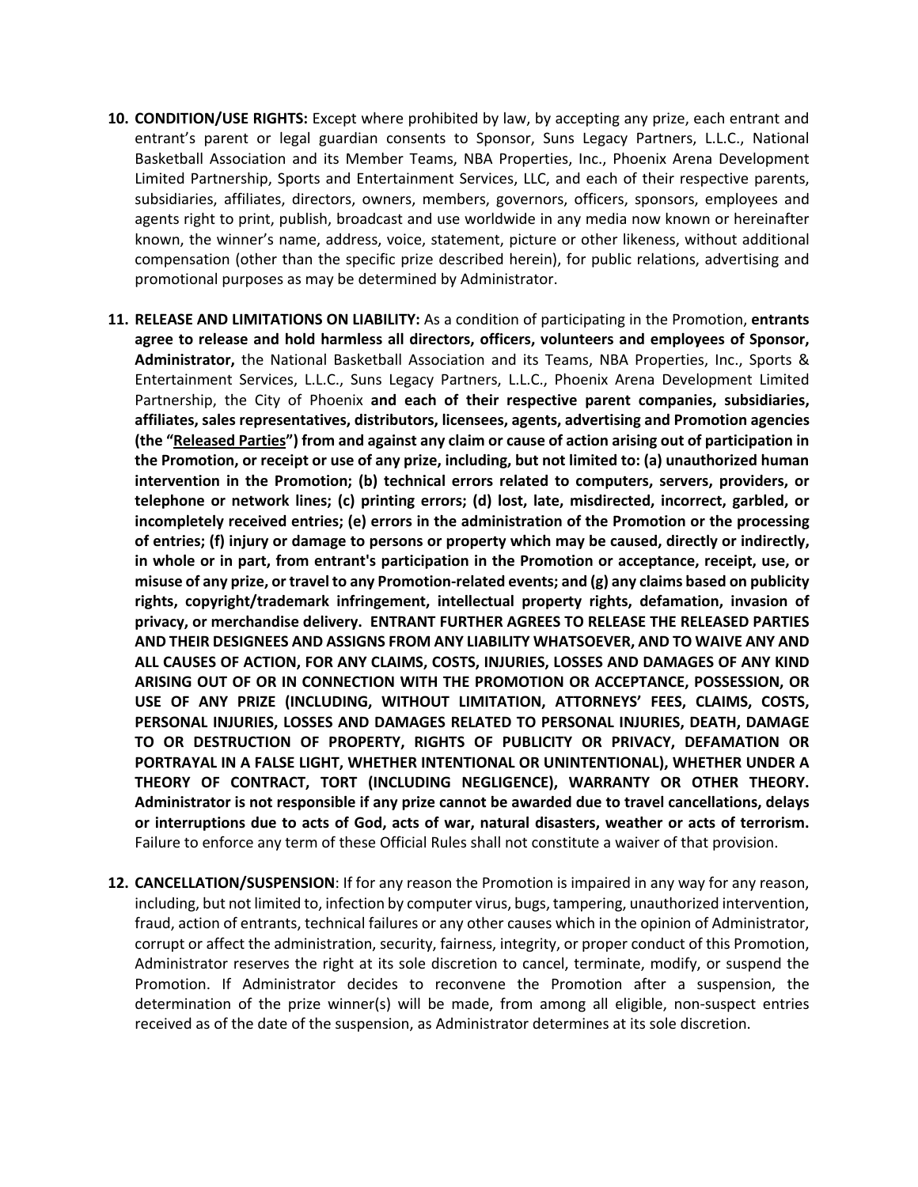10. **CONDITION/USE RIGHTS:** Except where prohibited by law, by accepting any prize, each entrant and entrant's parent or legal guardian consents to Sponsor, Suns Legacy Partners, L.L.C., National Basketball Association and its Member Teams, NBA Properties, Inc., Phoenix Arena Development Limited Partnership, Sports and Entertainment Services, LLC, and each of their respective parents, subsidiaries, affiliates, directors, owners, members, governors, officers, sponsors, employees and agents right to print, publish, broadcast and use worldwide in any media now known or hereinafter known, the winner's name, address, voice, statement, picture or other likeness, without additional compensation (other than the specific prize described herein), for public relations, advertising and promotional purposes as may be determined by Administrator.

11. **RELEASE AND LIMITATIONS ON LIABILITY:** As a condition of participating in the Promotion, **entrants agree to release and hold harmless all directors, officers, volunteers and employees of Sponsor, Administrator,** the National Basketball Association and its Teams, NBA Properties, Inc., Sports & Entertainment Services, L.L.C., Suns Legacy Partners, L.L.C., Phoenix Arena Development Limited Partnership, the City of Phoenix **and each of their respective parent companies, subsidiaries, affiliates, sales representatives, distributors, licensees, agents, advertising and Promotion agencies (the "<u>Released Parties</u>") from and against any claim or cause of action arising out of participation in the Promotion, or receipt or use of any prize, including, but not limited to: (a) unauthorized human intervention in the Promotion; (b) technical errors related to computers, servers, providers, or telephone or network lines; (c) printing errors; (d) lost, late, misdirected, incorrect, garbled, or incompletely received entries; (e) errors in the administration of the Promotion or the processing of entries; (f) injury or damage to persons or property which may be caused, directly or indirectly, in whole or in part, from entrant's participation in the Promotion or acceptance, receipt, use, or misuse of any prize, or travel to any Promotion-related events; and (g) any claims based on publicity rights, copyright/trademark infringement, intellectual property rights, defamation, invasion of privacy, or merchandise delivery. ENTRANT FURTHER AGREES TO RELEASE THE RELEASED PARTIES AND THEIR DESIGNEES AND ASSIGNS FROM ANY LIABILITY WHATSOEVER, AND TO WAIVE ANY AND ALL CAUSES OF ACTION, FOR ANY CLAIMS, COSTS, INJURIES, LOSSES AND DAMAGES OF ANY KIND ARISING OUT OF OR IN CONNECTION WITH THE PROMOTION OR ACCEPTANCE, POSSESSION, OR USE OF ANY PRIZE (INCLUDING, WITHOUT LIMITATION, ATTORNEYS' FEES, CLAIMS, COSTS, PERSONAL INJURIES, LOSSES AND DAMAGES RELATED TO PERSONAL INJURIES, DEATH, DAMAGE TO OR DESTRUCTION OF PROPERTY, RIGHTS OF PUBLICITY OR PRIVACY, DEFAMATION OR PORTRAYAL IN A FALSE LIGHT, WHETHER INTENTIONAL OR UNINTENTIONAL), WHETHER UNDER A THEORY OF CONTRACT, TORT (INCLUDING NEGLIGENCE), WARRANTY OR OTHER THEORY. Administrator is not responsible if any prize cannot be awarded due to travel cancellations, delays or interruptions due to acts of God, acts of war, natural disasters, weather or acts of terrorism.** Failure to enforce any term of these Official Rules shall not constitute a waiver of that provision.

12. **CANCELLATION/SUSPENSION**: If for any reason the Promotion is impaired in any way for any reason, including, but not limited to, infection by computer virus, bugs, tampering, unauthorized intervention, fraud, action of entrants, technical failures or any other causes which in the opinion of Administrator, corrupt or affect the administration, security, fairness, integrity, or proper conduct of this Promotion, Administrator reserves the right at its sole discretion to cancel, terminate, modify, or suspend the Promotion. If Administrator decides to reconvene the Promotion after a suspension, the determination of the prize winner(s) will be made, from among all eligible, non-suspect entries received as of the date of the suspension, as Administrator determines at its sole discretion.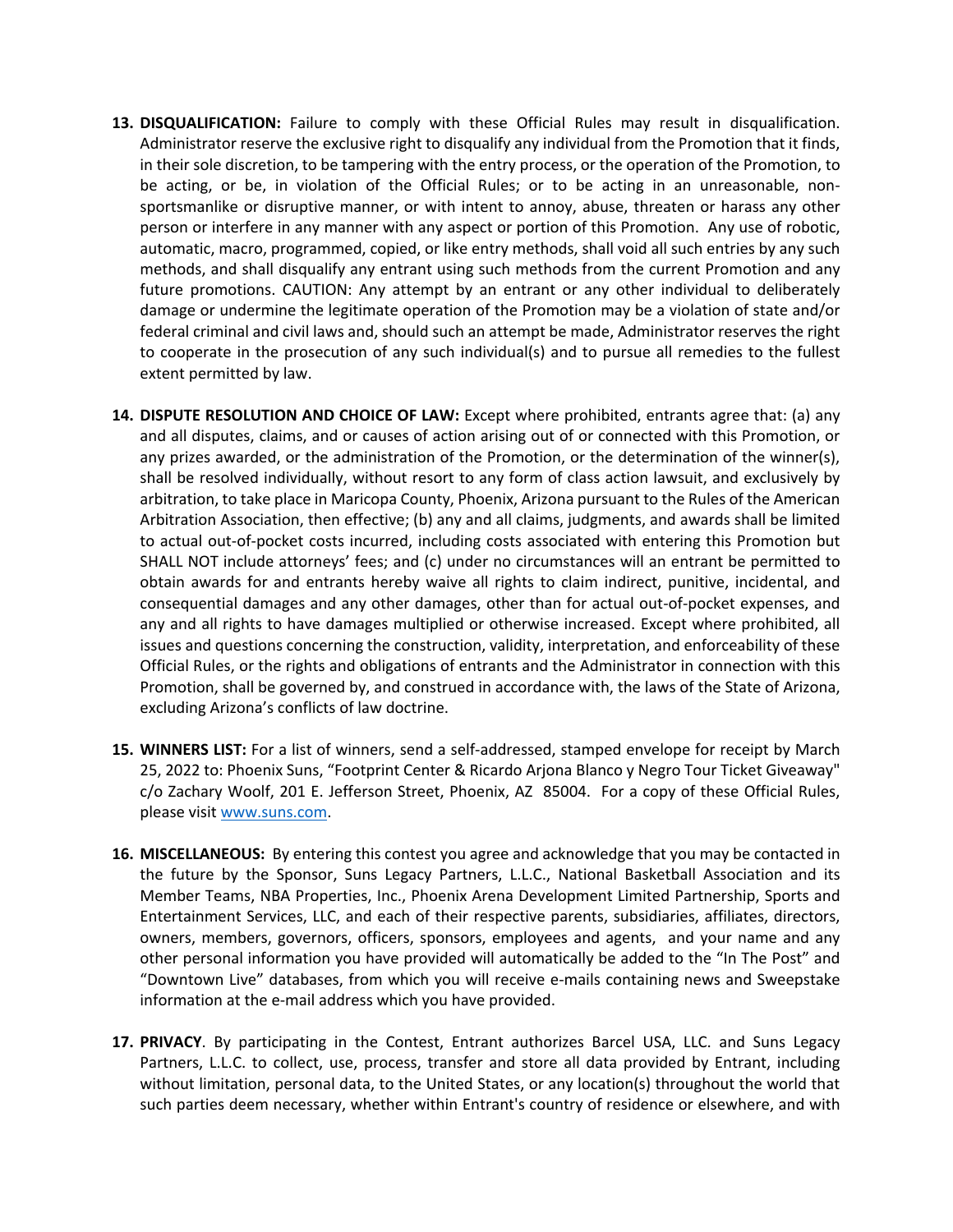13. **DISQUALIFICATION:** Failure to comply with these Official Rules may result in disqualification. Administrator reserve the exclusive right to disqualify any individual from the Promotion that it finds, in their sole discretion, to be tampering with the entry process, or the operation of the Promotion, to be acting, or be, in violation of the Official Rules; or to be acting in an unreasonable, non-sportsmanlike or disruptive manner, or with intent to annoy, abuse, threaten or harass any other person or interfere in any manner with any aspect or portion of this Promotion. Any use of robotic, automatic, macro, programmed, copied, or like entry methods, shall void all such entries by any such methods, and shall disqualify any entrant using such methods from the current Promotion and any future promotions. CAUTION: Any attempt by an entrant or any other individual to deliberately damage or undermine the legitimate operation of the Promotion may be a violation of state and/or federal criminal and civil laws and, should such an attempt be made, Administrator reserves the right to cooperate in the prosecution of any such individual(s) and to pursue all remedies to the fullest extent permitted by law.

14. **DISPUTE RESOLUTION AND CHOICE OF LAW:** Except where prohibited, entrants agree that: (a) any and all disputes, claims, and or causes of action arising out of or connected with this Promotion, or any prizes awarded, or the administration of the Promotion, or the determination of the winner(s), shall be resolved individually, without resort to any form of class action lawsuit, and exclusively by arbitration, to take place in Maricopa County, Phoenix, Arizona pursuant to the Rules of the American Arbitration Association, then effective; (b) any and all claims, judgments, and awards shall be limited to actual out-of-pocket costs incurred, including costs associated with entering this Promotion but SHALL NOT include attorneys' fees; and (c) under no circumstances will an entrant be permitted to obtain awards for and entrants hereby waive all rights to claim indirect, punitive, incidental, and consequential damages and any other damages, other than for actual out-of-pocket expenses, and any and all rights to have damages multiplied or otherwise increased. Except where prohibited, all issues and questions concerning the construction, validity, interpretation, and enforceability of these Official Rules, or the rights and obligations of entrants and the Administrator in connection with this Promotion, shall be governed by, and construed in accordance with, the laws of the State of Arizona, excluding Arizona's conflicts of law doctrine.

15. **WINNERS LIST:** For a list of winners, send a self-addressed, stamped envelope for receipt by March 25, 2022 to: Phoenix Suns, "Footprint Center & Ricardo Arjona Blanco y Negro Tour Ticket Giveaway" c/o Zachary Woolf, 201 E. Jefferson Street, Phoenix, AZ 85004. For a copy of these Official Rules, please visit [www.suns.com](www.suns.com).

16. **MISCELLANEOUS:** By entering this contest you agree and acknowledge that you may be contacted in the future by the Sponsor, Suns Legacy Partners, L.L.C., National Basketball Association and its Member Teams, NBA Properties, Inc., Phoenix Arena Development Limited Partnership, Sports and Entertainment Services, LLC, and each of their respective parents, subsidiaries, affiliates, directors, owners, members, governors, officers, sponsors, employees and agents, and your name and any other personal information you have provided will automatically be added to the "In The Post" and "Downtown Live" databases, from which you will receive e-mails containing news and Sweepstake information at the e-mail address which you have provided.

17. **PRIVACY**. By participating in the Contest, Entrant authorizes Barcel USA, LLC. and Suns Legacy Partners, L.L.C. to collect, use, process, transfer and store all data provided by Entrant, including without limitation, personal data, to the United States, or any location(s) throughout the world that such parties deem necessary, whether within Entrant's country of residence or elsewhere, and with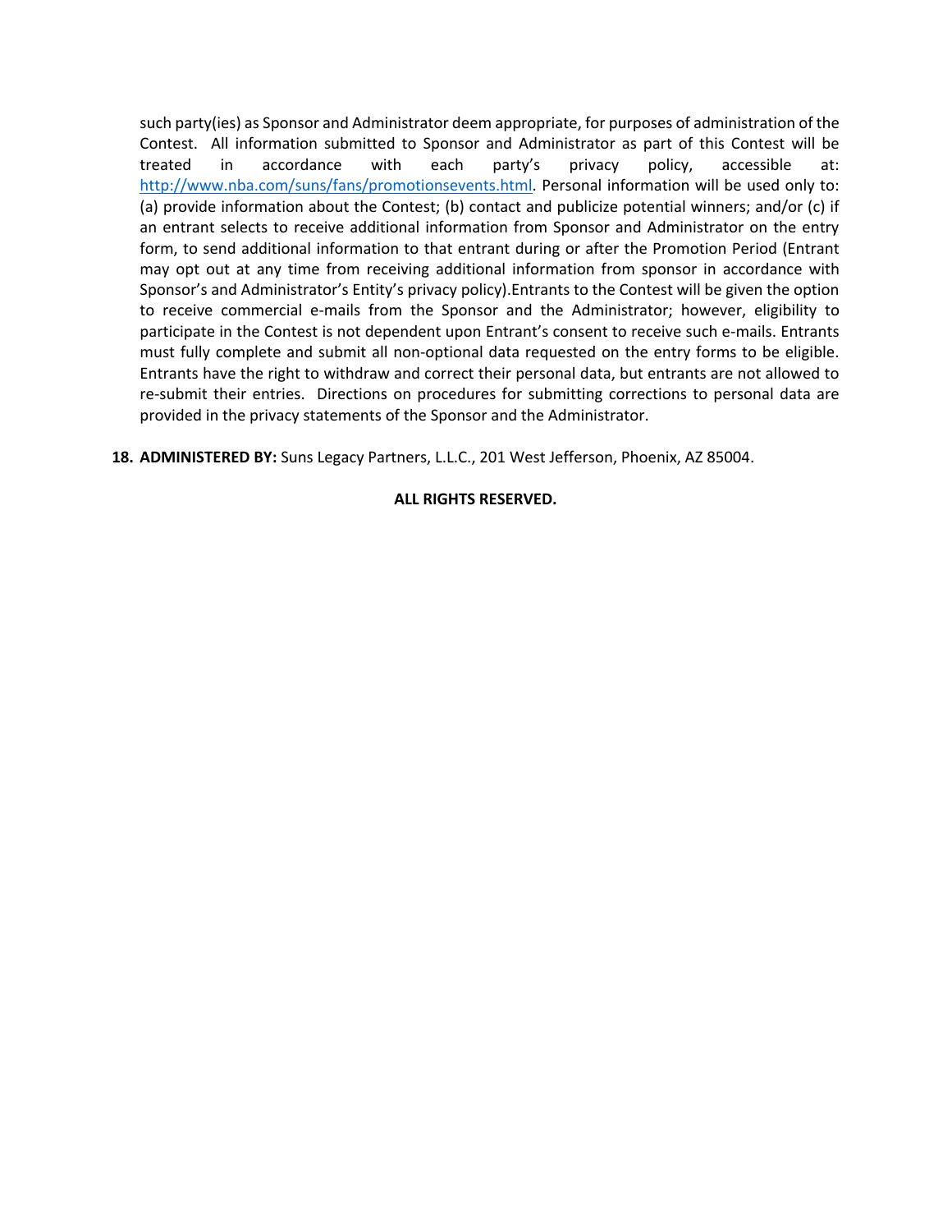such party(ies) as Sponsor and Administrator deem appropriate, for purposes of administration of the Contest. All information submitted to Sponsor and Administrator as part of this Contest will be treated in accordance with each party's privacy policy, accessible at: http://www.nba.com/suns/fans/promotionsevents.html. Personal information will be used only to: (a) provide information about the Contest; (b) contact and publicize potential winners; and/or (c) if an entrant selects to receive additional information from Sponsor and Administrator on the entry form, to send additional information to that entrant during or after the Promotion Period (Entrant may opt out at any time from receiving additional information from sponsor in accordance with Sponsor's and Administrator's Entity's privacy policy).Entrants to the Contest will be given the option to receive commercial e-mails from the Sponsor and the Administrator; however, eligibility to participate in the Contest is not dependent upon Entrant's consent to receive such e-mails. Entrants must fully complete and submit all non-optional data requested on the entry forms to be eligible. Entrants have the right to withdraw and correct their personal data, but entrants are not allowed to re-submit their entries. Directions on procedures for submitting corrections to personal data are provided in the privacy statements of the Sponsor and the Administrator.

18. **ADMINISTERED BY:** Suns Legacy Partners, L.L.C., 201 West Jefferson, Phoenix, AZ 85004.

**ALL RIGHTS RESERVED.**